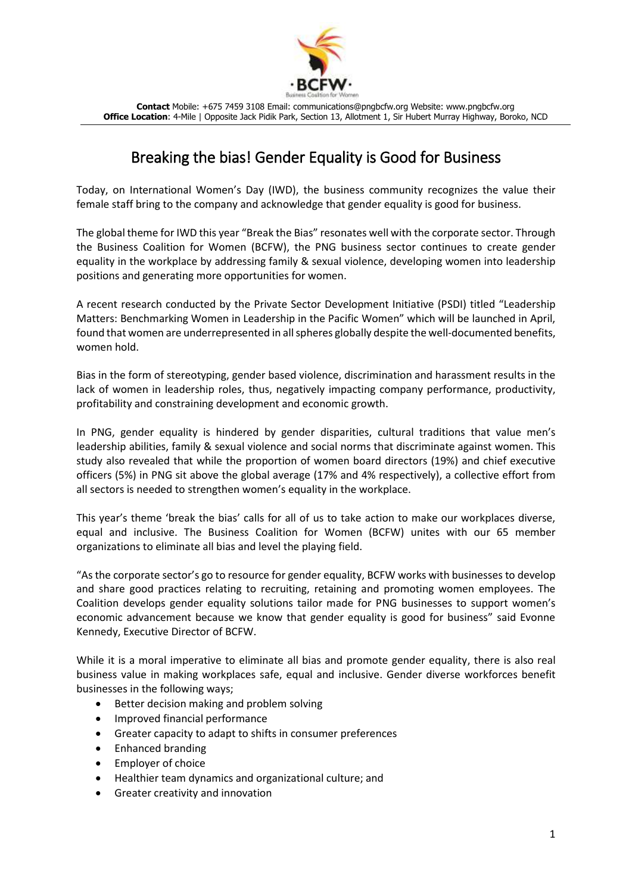**Contact** Mobile: +675 7459 3108 Email: communications@pngbcfw.org Website: www.pngbcfw.org
**Office Location**: 4-Mile | Opposite Jack Pidik Park, Section 13, Allotment 1, Sir Hubert Murray Highway, Boroko, NCD

# Breaking the bias! Gender Equality is Good for Business

Today, on International Women's Day (IWD), the business community recognizes the value their female staff bring to the company and acknowledge that gender equality is good for business.

The global theme for IWD this year "Break the Bias" resonates well with the corporate sector. Through the Business Coalition for Women (BCFW), the PNG business sector continues to create gender equality in the workplace by addressing family & sexual violence, developing women into leadership positions and generating more opportunities for women.

A recent research conducted by the Private Sector Development Initiative (PSDI) titled "Leadership Matters: Benchmarking Women in Leadership in the Pacific Women" which will be launched in April, found that women are underrepresented in all spheres globally despite the well-documented benefits, women hold.

Bias in the form of stereotyping, gender based violence, discrimination and harassment results in the lack of women in leadership roles, thus, negatively impacting company performance, productivity, profitability and constraining development and economic growth.

In PNG, gender equality is hindered by gender disparities, cultural traditions that value men's leadership abilities, family & sexual violence and social norms that discriminate against women. This study also revealed that while the proportion of women board directors (19%) and chief executive officers (5%) in PNG sit above the global average (17% and 4% respectively), a collective effort from all sectors is needed to strengthen women's equality in the workplace.

This year's theme 'break the bias' calls for all of us to take action to make our workplaces diverse, equal and inclusive. The Business Coalition for Women (BCFW) unites with our 65 member organizations to eliminate all bias and level the playing field.

"As the corporate sector's go to resource for gender equality, BCFW works with businesses to develop and share good practices relating to recruiting, retaining and promoting women employees. The Coalition develops gender equality solutions tailor made for PNG businesses to support women's economic advancement because we know that gender equality is good for business" said Evonne Kennedy, Executive Director of BCFW.

While it is a moral imperative to eliminate all bias and promote gender equality, there is also real business value in making workplaces safe, equal and inclusive. Gender diverse workforces benefit businesses in the following ways;

- Better decision making and problem solving
- Improved financial performance
- Greater capacity to adapt to shifts in consumer preferences
- Enhanced branding
- Employer of choice
- Healthier team dynamics and organizational culture; and
- Greater creativity and innovation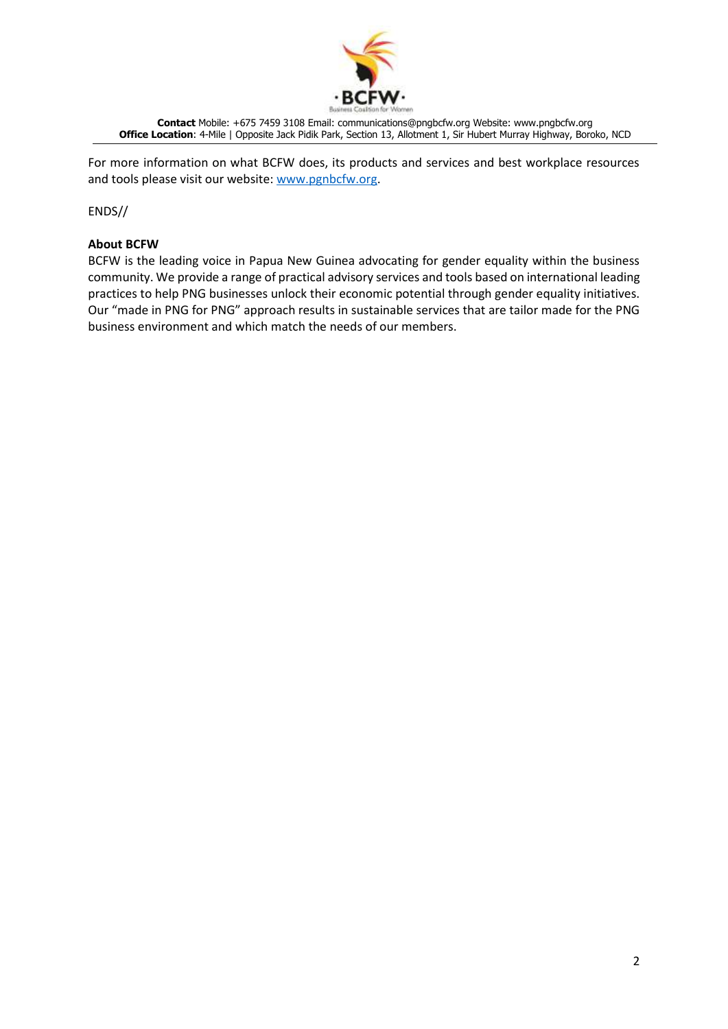**Contact** Mobile: +675 7459 3108 Email: communications@pngbcfw.org Website: www.pngbcfw.org
**Office Location**: 4-Mile | Opposite Jack Pidik Park, Section 13, Allotment 1, Sir Hubert Murray Highway, Boroko, NCD

For more information on what BCFW does, its products and services and best workplace resources and tools please visit our website: www.pgnbcfw.org.

ENDS//

**About BCFW**

BCFW is the leading voice in Papua New Guinea advocating for gender equality within the business community. We provide a range of practical advisory services and tools based on international leading practices to help PNG businesses unlock their economic potential through gender equality initiatives. Our "made in PNG for PNG" approach results in sustainable services that are tailor made for the PNG business environment and which match the needs of our members.